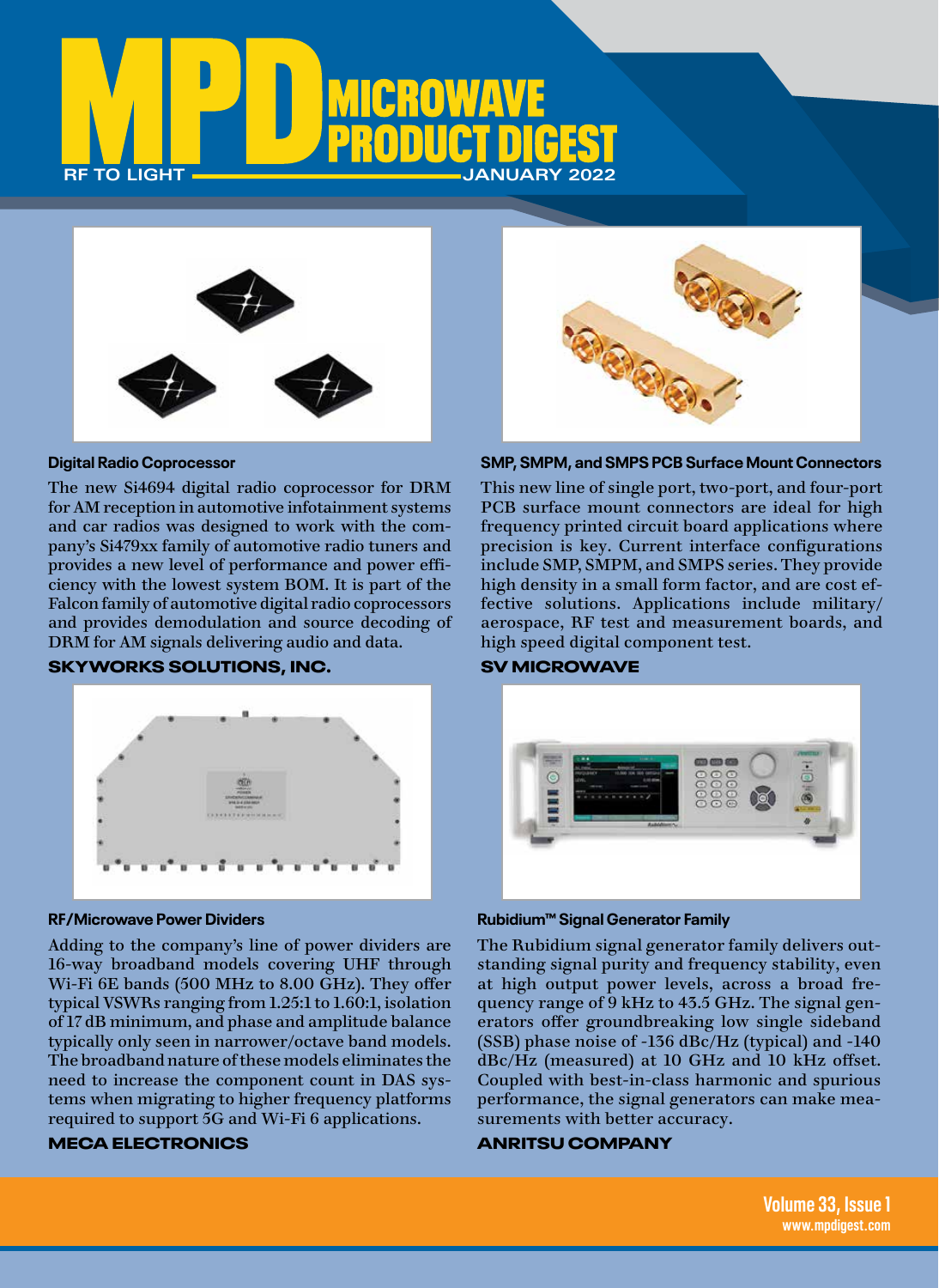# MPD MICROWAVE PRODUCT DIGEST

RF TO LIGHT — JANUARY 2022

### Digital Radio Coprocessor

The new Si4694 digital radio coprocessor for DRM for AM reception in automotive infotainment systems and car radios was designed to work with the company's Si479xx family of automotive radio tuners and provides a new level of performance and power efficiency with the lowest system BOM. It is part of the Falcon family of automotive digital radio coprocessors and provides demodulation and source decoding of DRM for AM signals delivering audio and data.

**SKYWORKS SOLUTIONS, INC.**

### SMP, SMPM, and SMPS PCB Surface Mount Connectors

This new line of single port, two-port, and four-port PCB surface mount connectors are ideal for high frequency printed circuit board applications where precision is key. Current interface configurations include SMP, SMPM, and SMPS series. They provide high density in a small form factor, and are cost effective solutions. Applications include military/aerospace, RF test and measurement boards, and high speed digital component test.

**SV MICROWAVE**

### RF/Microwave Power Dividers

Adding to the company's line of power dividers are 16-way broadband models covering UHF through Wi-Fi 6E bands (500 MHz to 8.00 GHz). They offer typical VSWRs ranging from 1.25:1 to 1.60:1, isolation of 17 dB minimum, and phase and amplitude balance typically only seen in narrower/octave band models. The broadband nature of these models eliminates the need to increase the component count in DAS systems when migrating to higher frequency platforms required to support 5G and Wi-Fi 6 applications.

**MECA ELECTRONICS**

### Rubidium™ Signal Generator Family

The Rubidium signal generator family delivers outstanding signal purity and frequency stability, even at high output power levels, across a broad frequency range of 9 kHz to 43.5 GHz. The signal generators offer groundbreaking low single sideband (SSB) phase noise of -136 dBc/Hz (typical) and -140 dBc/Hz (measured) at 10 GHz and 10 kHz offset. Coupled with best-in-class harmonic and spurious performance, the signal generators can make measurements with better accuracy.

**ANRITSU COMPANY**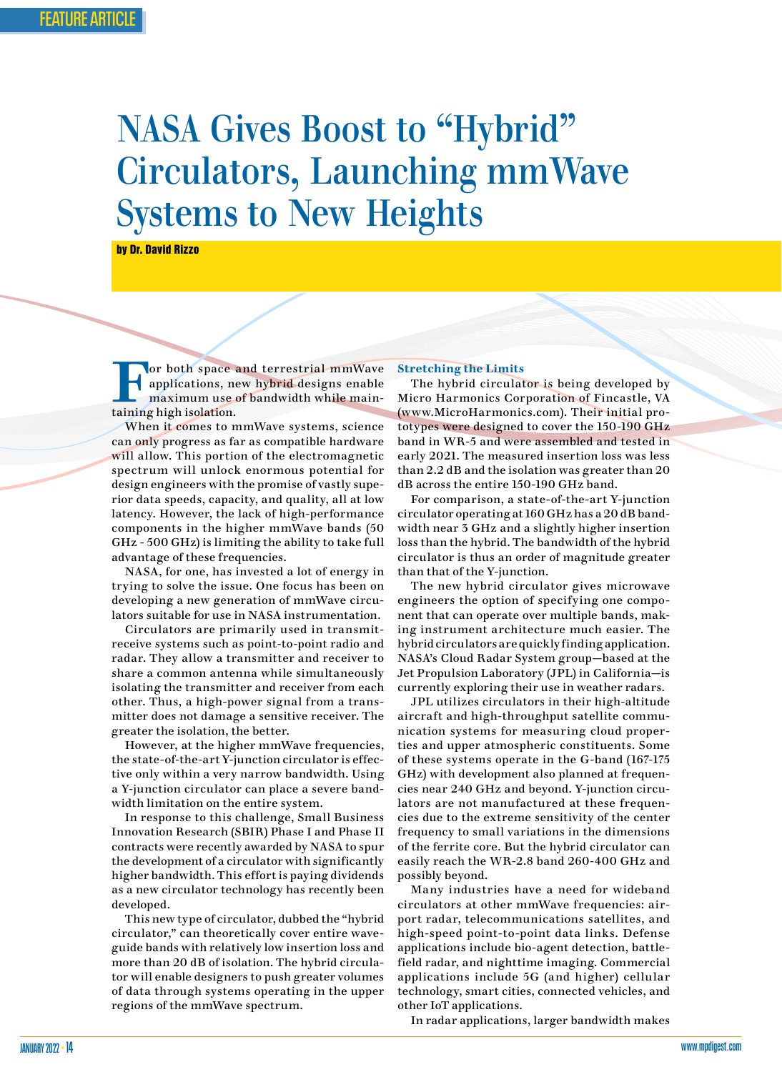# NASA Gives Boost to "Hybrid" Circulators, Launching mmWave Systems to New Heights

**by Dr. David Rizzo**

For both space and terrestrial mmWave applications, new hybrid designs enable maximum use of bandwidth while maintaining high isolation.

When it comes to mmWave systems, science can only progress as far as compatible hardware will allow. This portion of the electromagnetic spectrum will unlock enormous potential for design engineers with the promise of vastly superior data speeds, capacity, and quality, all at low latency. However, the lack of high-performance components in the higher mmWave bands (50 GHz - 500 GHz) is limiting the ability to take full advantage of these frequencies.

NASA, for one, has invested a lot of energy in trying to solve the issue. One focus has been on developing a new generation of mmWave circulators suitable for use in NASA instrumentation.

Circulators are primarily used in transmit-receive systems such as point-to-point radio and radar. They allow a transmitter and receiver to share a common antenna while simultaneously isolating the transmitter and receiver from each other. Thus, a high-power signal from a transmitter does not damage a sensitive receiver. The greater the isolation, the better.

However, at the higher mmWave frequencies, the state-of-the-art Y-junction circulator is effective only within a very narrow bandwidth. Using a Y-junction circulator can place a severe bandwidth limitation on the entire system.

In response to this challenge, Small Business Innovation Research (SBIR) Phase I and Phase II contracts were recently awarded by NASA to spur the development of a circulator with significantly higher bandwidth. This effort is paying dividends as a new circulator technology has recently been developed.

This new type of circulator, dubbed the "hybrid circulator," can theoretically cover entire waveguide bands with relatively low insertion loss and more than 20 dB of isolation. The hybrid circulator will enable designers to push greater volumes of data through systems operating in the upper regions of the mmWave spectrum.

### Stretching the Limits

The hybrid circulator is being developed by Micro Harmonics Corporation of Fincastle, VA (www.MicroHarmonics.com). Their initial prototypes were designed to cover the 150-190 GHz band in WR-5 and were assembled and tested in early 2021. The measured insertion loss was less than 2.2 dB and the isolation was greater than 20 dB across the entire 150-190 GHz band.

For comparison, a state-of-the-art Y-junction circulator operating at 160 GHz has a 20 dB bandwidth near 3 GHz and a slightly higher insertion loss than the hybrid. The bandwidth of the hybrid circulator is thus an order of magnitude greater than that of the Y-junction.

The new hybrid circulator gives microwave engineers the option of specifying one component that can operate over multiple bands, making instrument architecture much easier. The hybrid circulators are quickly finding application. NASA's Cloud Radar System group—based at the Jet Propulsion Laboratory (JPL) in California—is currently exploring their use in weather radars.

JPL utilizes circulators in their high-altitude aircraft and high-throughput satellite communication systems for measuring cloud properties and upper atmospheric constituents. Some of these systems operate in the G-band (167-175 GHz) with development also planned at frequencies near 240 GHz and beyond. Y-junction circulators are not manufactured at these frequencies due to the extreme sensitivity of the center frequency to small variations in the dimensions of the ferrite core. But the hybrid circulator can easily reach the WR-2.8 band 260-400 GHz and possibly beyond.

Many industries have a need for wideband circulators at other mmWave frequencies: airport radar, telecommunications satellites, and high-speed point-to-point data links. Defense applications include bio-agent detection, battlefield radar, and nighttime imaging. Commercial applications include 5G (and higher) cellular technology, smart cities, connected vehicles, and other IoT applications.

In radar applications, larger bandwidth makes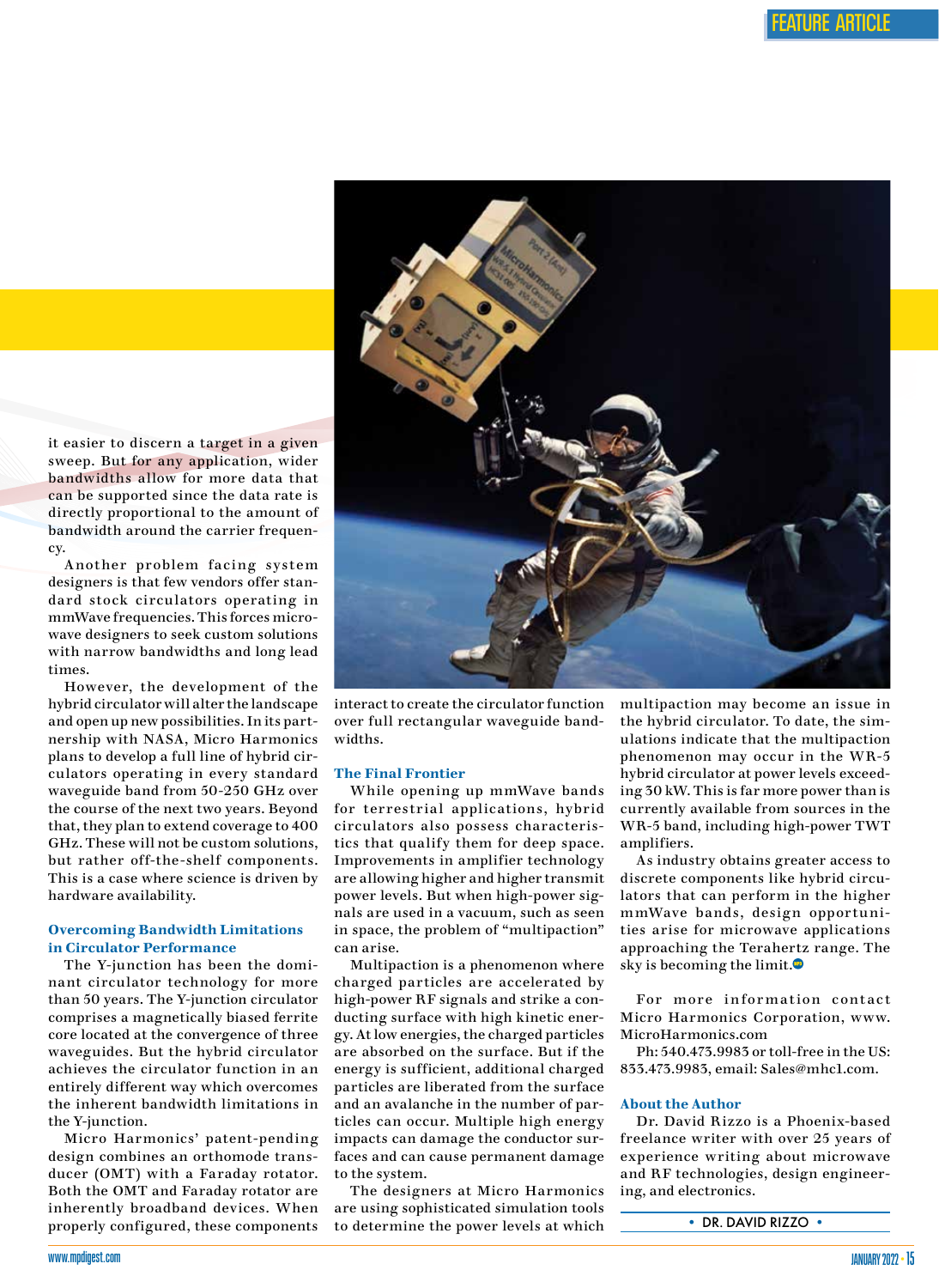it easier to discern a target in a given sweep. But for any application, wider bandwidths allow for more data that can be supported since the data rate is directly proportional to the amount of bandwidth around the carrier frequency.

Another problem facing system designers is that few vendors offer standard stock circulators operating in mmWave frequencies. This forces microwave designers to seek custom solutions with narrow bandwidths and long lead times.

However, the development of the hybrid circulator will alter the landscape and open up new possibilities. In its partnership with NASA, Micro Harmonics plans to develop a full line of hybrid circulators operating in every standard waveguide band from 50-250 GHz over the course of the next two years. Beyond that, they plan to extend coverage to 400 GHz. These will not be custom solutions, but rather off-the-shelf components. This is a case where science is driven by hardware availability.

### Overcoming Bandwidth Limitations in Circulator Performance

The Y-junction has been the dominant circulator technology for more than 50 years. The Y-junction circulator comprises a magnetically biased ferrite core located at the convergence of three waveguides. But the hybrid circulator achieves the circulator function in an entirely different way which overcomes the inherent bandwidth limitations in the Y-junction.

Micro Harmonics' patent-pending design combines an orthomode transducer (OMT) with a Faraday rotator. Both the OMT and Faraday rotator are inherently broadband devices. When properly configured, these components interact to create the circulator function over full rectangular waveguide bandwidths.

### The Final Frontier

While opening up mmWave bands for terrestrial applications, hybrid circulators also possess characteristics that qualify them for deep space. Improvements in amplifier technology are allowing higher and higher transmit power levels. But when high-power signals are used in a vacuum, such as seen in space, the problem of "multipaction" can arise.

Multipaction is a phenomenon where charged particles are accelerated by high-power RF signals and strike a conducting surface with high kinetic energy. At low energies, the charged particles are absorbed on the surface. But if the energy is sufficient, additional charged particles are liberated from the surface and an avalanche in the number of particles can occur. Multiple high energy impacts can damage the conductor surfaces and can cause permanent damage to the system.

The designers at Micro Harmonics are using sophisticated simulation tools to determine the power levels at which multipaction may become an issue in the hybrid circulator. To date, the simulations indicate that the multipaction phenomenon may occur in the WR-5 hybrid circulator at power levels exceeding 30 kW. This is far more power than is currently available from sources in the WR-5 band, including high-power TWT amplifiers.

As industry obtains greater access to discrete components like hybrid circulators that can perform in the higher mmWave bands, design opportunities arise for microwave applications approaching the Terahertz range. The sky is becoming the limit.

For more information contact Micro Harmonics Corporation, www.MicroHarmonics.com

Ph: 540.473.9983 or toll-free in the US: 833.473.9983, email: Sales@mhc1.com.

### About the Author

Dr. David Rizzo is a Phoenix-based freelance writer with over 25 years of experience writing about microwave and RF technologies, design engineering, and electronics.

• DR. DAVID RIZZO •